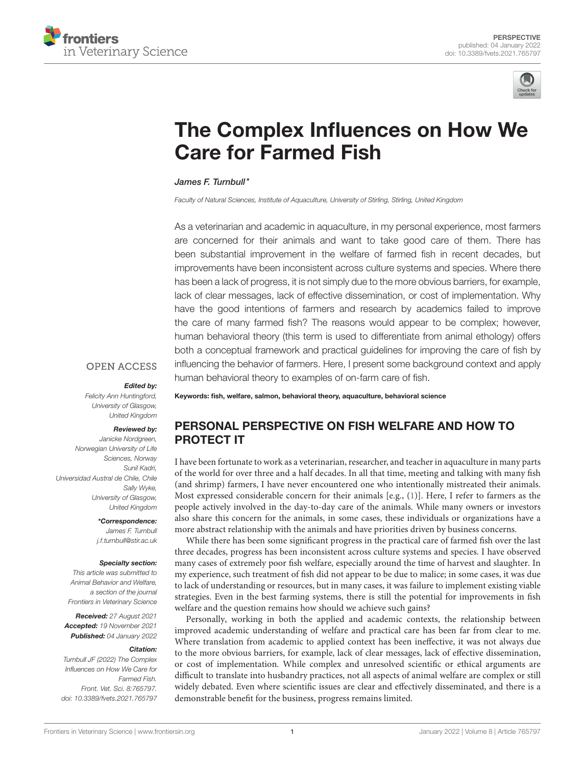PERSPECTIVE
published: 04 January 2022
doi: 10.3389/fvets.2021.765797

# The Complex Influences on How We Care for Farmed Fish

*James F. Turnbull\**

*Faculty of Natural Sciences, Institute of Aquaculture, University of Stirling, Stirling, United Kingdom*

As a veterinarian and academic in aquaculture, in my personal experience, most farmers are concerned for their animals and want to take good care of them. There has been substantial improvement in the welfare of farmed fish in recent decades, but improvements have been inconsistent across culture systems and species. Where there has been a lack of progress, it is not simply due to the more obvious barriers, for example, lack of clear messages, lack of effective dissemination, or cost of implementation. Why have the good intentions of farmers and research by academics failed to improve the care of many farmed fish? The reasons would appear to be complex; however, human behavioral theory (this term is used to differentiate from animal ethology) offers both a conceptual framework and practical guidelines for improving the care of fish by influencing the behavior of farmers. Here, I present some background context and apply human behavioral theory to examples of on-farm care of fish.

**Keywords: fish, welfare, salmon, behavioral theory, aquaculture, behavioral science**

OPEN ACCESS

***Edited by:***
*Felicity Ann Huntingford, University of Glasgow, United Kingdom*

***Reviewed by:***
*Janicke Nordgreen, Norwegian University of Life Sciences, Norway*
*Sunil Kadri, Universidad Austral de Chile, Chile*
*Sally Wyke, University of Glasgow, United Kingdom*

***\*Correspondence:***
*James F. Turnbull*
*j.f.turnbull@stir.ac.uk*

***Specialty section:***
*This article was submitted to Animal Behavior and Welfare, a section of the journal Frontiers in Veterinary Science*

***Received:*** *27 August 2021*
***Accepted:*** *19 November 2021*
***Published:*** *04 January 2022*

***Citation:***
*Turnbull JF (2022) The Complex Influences on How We Care for Farmed Fish. Front. Vet. Sci. 8:765797. doi: 10.3389/fvets.2021.765797*

## PERSONAL PERSPECTIVE ON FISH WELFARE AND HOW TO PROTECT IT

I have been fortunate to work as a veterinarian, researcher, and teacher in aquaculture in many parts of the world for over three and a half decades. In all that time, meeting and talking with many fish (and shrimp) farmers, I have never encountered one who intentionally mistreated their animals. Most expressed considerable concern for their animals [e.g., (1)]. Here, I refer to farmers as the people actively involved in the day-to-day care of the animals. While many owners or investors also share this concern for the animals, in some cases, these individuals or organizations have a more abstract relationship with the animals and have priorities driven by business concerns.

While there has been some significant progress in the practical care of farmed fish over the last three decades, progress has been inconsistent across culture systems and species. I have observed many cases of extremely poor fish welfare, especially around the time of harvest and slaughter. In my experience, such treatment of fish did not appear to be due to malice; in some cases, it was due to lack of understanding or resources, but in many cases, it was failure to implement existing viable strategies. Even in the best farming systems, there is still the potential for improvements in fish welfare and the question remains how should we achieve such gains?

Personally, working in both the applied and academic contexts, the relationship between improved academic understanding of welfare and practical care has been far from clear to me. Where translation from academic to applied context has been ineffective, it was not always due to the more obvious barriers, for example, lack of clear messages, lack of effective dissemination, or cost of implementation. While complex and unresolved scientific or ethical arguments are difficult to translate into husbandry practices, not all aspects of animal welfare are complex or still widely debated. Even where scientific issues are clear and effectively disseminated, and there is a demonstrable benefit for the business, progress remains limited.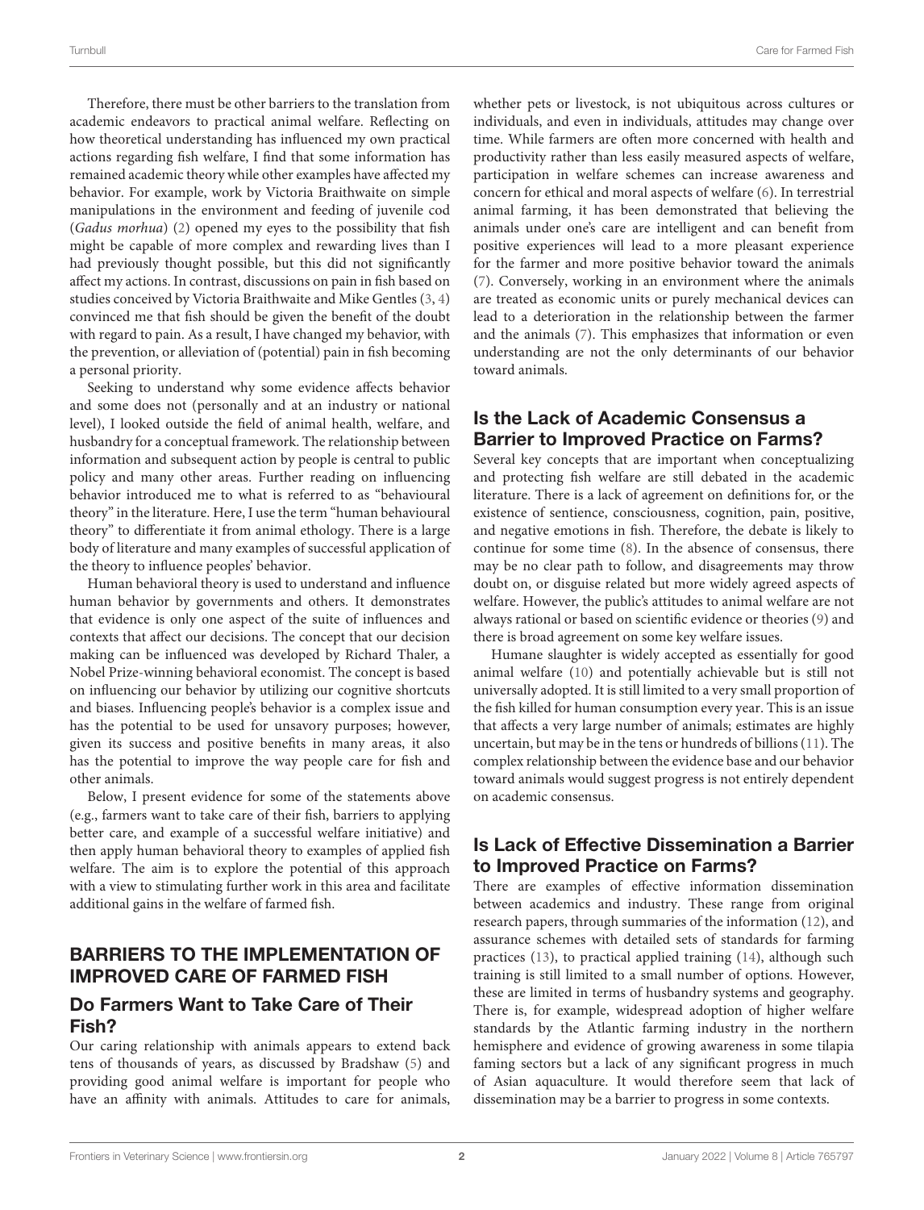Therefore, there must be other barriers to the translation from academic endeavors to practical animal welfare. Reflecting on how theoretical understanding has influenced my own practical actions regarding fish welfare, I find that some information has remained academic theory while other examples have affected my behavior. For example, work by Victoria Braithwaite on simple manipulations in the environment and feeding of juvenile cod (*Gadus morhua*) (2) opened my eyes to the possibility that fish might be capable of more complex and rewarding lives than I had previously thought possible, but this did not significantly affect my actions. In contrast, discussions on pain in fish based on studies conceived by Victoria Braithwaite and Mike Gentles (3, 4) convinced me that fish should be given the benefit of the doubt with regard to pain. As a result, I have changed my behavior, with the prevention, or alleviation of (potential) pain in fish becoming a personal priority.

Seeking to understand why some evidence affects behavior and some does not (personally and at an industry or national level), I looked outside the field of animal health, welfare, and husbandry for a conceptual framework. The relationship between information and subsequent action by people is central to public policy and many other areas. Further reading on influencing behavior introduced me to what is referred to as "behavioural theory" in the literature. Here, I use the term "human behavioural theory" to differentiate it from animal ethology. There is a large body of literature and many examples of successful application of the theory to influence peoples' behavior.

Human behavioral theory is used to understand and influence human behavior by governments and others. It demonstrates that evidence is only one aspect of the suite of influences and contexts that affect our decisions. The concept that our decision making can be influenced was developed by Richard Thaler, a Nobel Prize-winning behavioral economist. The concept is based on influencing our behavior by utilizing our cognitive shortcuts and biases. Influencing people's behavior is a complex issue and has the potential to be used for unsavory purposes; however, given its success and positive benefits in many areas, it also has the potential to improve the way people care for fish and other animals.

Below, I present evidence for some of the statements above (e.g., farmers want to take care of their fish, barriers to applying better care, and example of a successful welfare initiative) and then apply human behavioral theory to examples of applied fish welfare. The aim is to explore the potential of this approach with a view to stimulating further work in this area and facilitate additional gains in the welfare of farmed fish.

## BARRIERS TO THE IMPLEMENTATION OF IMPROVED CARE OF FARMED FISH

### Do Farmers Want to Take Care of Their Fish?

Our caring relationship with animals appears to extend back tens of thousands of years, as discussed by Bradshaw (5) and providing good animal welfare is important for people who have an affinity with animals. Attitudes to care for animals, whether pets or livestock, is not ubiquitous across cultures or individuals, and even in individuals, attitudes may change over time. While farmers are often more concerned with health and productivity rather than less easily measured aspects of welfare, participation in welfare schemes can increase awareness and concern for ethical and moral aspects of welfare (6). In terrestrial animal farming, it has been demonstrated that believing the animals under one's care are intelligent and can benefit from positive experiences will lead to a more pleasant experience for the farmer and more positive behavior toward the animals (7). Conversely, working in an environment where the animals are treated as economic units or purely mechanical devices can lead to a deterioration in the relationship between the farmer and the animals (7). This emphasizes that information or even understanding are not the only determinants of our behavior toward animals.

### Is the Lack of Academic Consensus a Barrier to Improved Practice on Farms?

Several key concepts that are important when conceptualizing and protecting fish welfare are still debated in the academic literature. There is a lack of agreement on definitions for, or the existence of sentience, consciousness, cognition, pain, positive, and negative emotions in fish. Therefore, the debate is likely to continue for some time (8). In the absence of consensus, there may be no clear path to follow, and disagreements may throw doubt on, or disguise related but more widely agreed aspects of welfare. However, the public's attitudes to animal welfare are not always rational or based on scientific evidence or theories (9) and there is broad agreement on some key welfare issues.

Humane slaughter is widely accepted as essentially for good animal welfare (10) and potentially achievable but is still not universally adopted. It is still limited to a very small proportion of the fish killed for human consumption every year. This is an issue that affects a very large number of animals; estimates are highly uncertain, but may be in the tens or hundreds of billions (11). The complex relationship between the evidence base and our behavior toward animals would suggest progress is not entirely dependent on academic consensus.

### Is Lack of Effective Dissemination a Barrier to Improved Practice on Farms?

There are examples of effective information dissemination between academics and industry. These range from original research papers, through summaries of the information (12), and assurance schemes with detailed sets of standards for farming practices (13), to practical applied training (14), although such training is still limited to a small number of options. However, these are limited in terms of husbandry systems and geography. There is, for example, widespread adoption of higher welfare standards by the Atlantic farming industry in the northern hemisphere and evidence of growing awareness in some tilapia faming sectors but a lack of any significant progress in much of Asian aquaculture. It would therefore seem that lack of dissemination may be a barrier to progress in some contexts.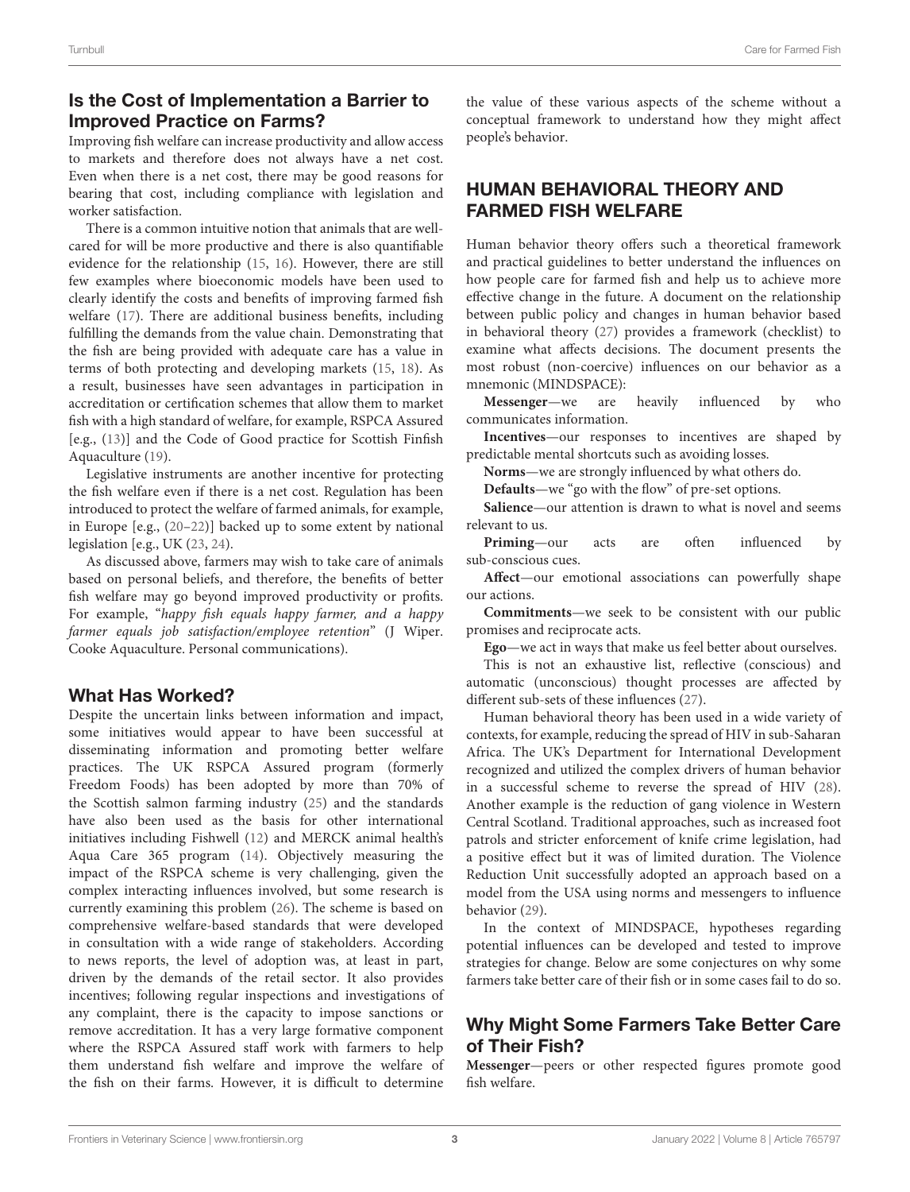## Is the Cost of Implementation a Barrier to Improved Practice on Farms?

Improving fish welfare can increase productivity and allow access to markets and therefore does not always have a net cost. Even when there is a net cost, there may be good reasons for bearing that cost, including compliance with legislation and worker satisfaction.

There is a common intuitive notion that animals that are well-cared for will be more productive and there is also quantifiable evidence for the relationship (15, 16). However, there are still few examples where bioeconomic models have been used to clearly identify the costs and benefits of improving farmed fish welfare (17). There are additional business benefits, including fulfilling the demands from the value chain. Demonstrating that the fish are being provided with adequate care has a value in terms of both protecting and developing markets (15, 18). As a result, businesses have seen advantages in participation in accreditation or certification schemes that allow them to market fish with a high standard of welfare, for example, RSPCA Assured [e.g., (13)] and the Code of Good practice for Scottish Finfish Aquaculture (19).

Legislative instruments are another incentive for protecting the fish welfare even if there is a net cost. Regulation has been introduced to protect the welfare of farmed animals, for example, in Europe [e.g., (20–22)] backed up to some extent by national legislation [e.g., UK (23, 24)].

As discussed above, farmers may wish to take care of animals based on personal beliefs, and therefore, the benefits of better fish welfare may go beyond improved productivity or profits. For example, "*happy fish equals happy farmer, and a happy farmer equals job satisfaction/employee retention*" (J Wiper. Cooke Aquaculture. Personal communications).

## What Has Worked?

Despite the uncertain links between information and impact, some initiatives would appear to have been successful at disseminating information and promoting better welfare practices. The UK RSPCA Assured program (formerly Freedom Foods) has been adopted by more than 70% of the Scottish salmon farming industry (25) and the standards have also been used as the basis for other international initiatives including Fishwell (12) and MERCK animal health's Aqua Care 365 program (14). Objectively measuring the impact of the RSPCA scheme is very challenging, given the complex interacting influences involved, but some research is currently examining this problem (26). The scheme is based on comprehensive welfare-based standards that were developed in consultation with a wide range of stakeholders. According to news reports, the level of adoption was, at least in part, driven by the demands of the retail sector. It also provides incentives; following regular inspections and investigations of any complaint, there is the capacity to impose sanctions or remove accreditation. It has a very large formative component where the RSPCA Assured staff work with farmers to help them understand fish welfare and improve the welfare of the fish on their farms. However, it is difficult to determine the value of these various aspects of the scheme without a conceptual framework to understand how they might affect people's behavior.

# HUMAN BEHAVIORAL THEORY AND FARMED FISH WELFARE

Human behavior theory offers such a theoretical framework and practical guidelines to better understand the influences on how people care for farmed fish and help us to achieve more effective change in the future. A document on the relationship between public policy and changes in human behavior based in behavioral theory (27) provides a framework (checklist) to examine what affects decisions. The document presents the most robust (non-coercive) influences on our behavior as a mnemonic (MINDSPACE):

**Messenger**—we are heavily influenced by who communicates information.

**Incentives**—our responses to incentives are shaped by predictable mental shortcuts such as avoiding losses.

**Norms**—we are strongly influenced by what others do.

**Defaults**—we "go with the flow" of pre-set options.

**Salience**—our attention is drawn to what is novel and seems relevant to us.

**Priming**—our acts are often influenced by sub-conscious cues.

**Affect**—our emotional associations can powerfully shape our actions.

**Commitments**—we seek to be consistent with our public promises and reciprocate acts.

**Ego**—we act in ways that make us feel better about ourselves.

This is not an exhaustive list, reflective (conscious) and automatic (unconscious) thought processes are affected by different sub-sets of these influences (27).

Human behavioral theory has been used in a wide variety of contexts, for example, reducing the spread of HIV in sub-Saharan Africa. The UK's Department for International Development recognized and utilized the complex drivers of human behavior in a successful scheme to reverse the spread of HIV (28). Another example is the reduction of gang violence in Western Central Scotland. Traditional approaches, such as increased foot patrols and stricter enforcement of knife crime legislation, had a positive effect but it was of limited duration. The Violence Reduction Unit successfully adopted an approach based on a model from the USA using norms and messengers to influence behavior (29).

In the context of MINDSPACE, hypotheses regarding potential influences can be developed and tested to improve strategies for change. Below are some conjectures on why some farmers take better care of their fish or in some cases fail to do so.

## Why Might Some Farmers Take Better Care of Their Fish?

**Messenger**—peers or other respected figures promote good fish welfare.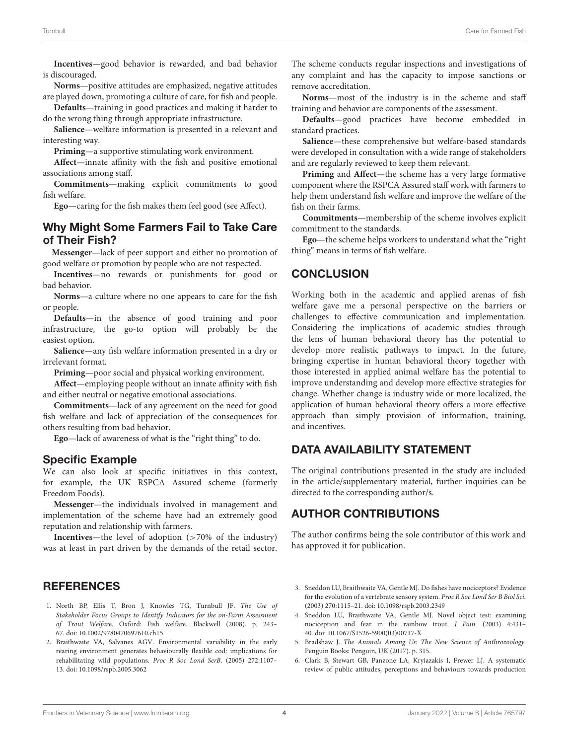**Incentives**—good behavior is rewarded, and bad behavior is discouraged.

**Norms**—positive attitudes are emphasized, negative attitudes are played down, promoting a culture of care, for fish and people.

**Defaults**—training in good practices and making it harder to do the wrong thing through appropriate infrastructure.

**Salience**—welfare information is presented in a relevant and interesting way.

**Priming**—a supportive stimulating work environment.

**Affect**—innate affinity with the fish and positive emotional associations among staff.

**Commitments**—making explicit commitments to good fish welfare.

**Ego**—caring for the fish makes them feel good (see Affect).

## Why Might Some Farmers Fail to Take Care of Their Fish?

**Messenger**—lack of peer support and either no promotion of good welfare or promotion by people who are not respected.

**Incentives**—no rewards or punishments for good or bad behavior.

**Norms**—a culture where no one appears to care for the fish or people.

**Defaults**—in the absence of good training and poor infrastructure, the go-to option will probably be the easiest option.

**Salience**—any fish welfare information presented in a dry or irrelevant format.

**Priming**—poor social and physical working environment.

**Affect**—employing people without an innate affinity with fish and either neutral or negative emotional associations.

**Commitments**—lack of any agreement on the need for good fish welfare and lack of appreciation of the consequences for others resulting from bad behavior.

**Ego**—lack of awareness of what is the "right thing" to do.

## Specific Example

We can also look at specific initiatives in this context, for example, the UK RSPCA Assured scheme (formerly Freedom Foods).

**Messenger**—the individuals involved in management and implementation of the scheme have had an extremely good reputation and relationship with farmers.

**Incentives**—the level of adoption (>70% of the industry) was at least in part driven by the demands of the retail sector. The scheme conducts regular inspections and investigations of any complaint and has the capacity to impose sanctions or remove accreditation.

**Norms**—most of the industry is in the scheme and staff training and behavior are components of the assessment.

**Defaults**—good practices have become embedded in standard practices.

**Salience**—these comprehensive but welfare-based standards were developed in consultation with a wide range of stakeholders and are regularly reviewed to keep them relevant.

**Priming** and **Affect**—the scheme has a very large formative component where the RSPCA Assured staff work with farmers to help them understand fish welfare and improve the welfare of the fish on their farms.

**Commitments**—membership of the scheme involves explicit commitment to the standards.

**Ego**—the scheme helps workers to understand what the "right thing" means in terms of fish welfare.

## CONCLUSION

Working both in the academic and applied arenas of fish welfare gave me a personal perspective on the barriers or challenges to effective communication and implementation. Considering the implications of academic studies through the lens of human behavioral theory has the potential to develop more realistic pathways to impact. In the future, bringing expertise in human behavioral theory together with those interested in applied animal welfare has the potential to improve understanding and develop more effective strategies for change. Whether change is industry wide or more localized, the application of human behavioral theory offers a more effective approach than simply provision of information, training, and incentives.

## DATA AVAILABILITY STATEMENT

The original contributions presented in the study are included in the article/supplementary material, further inquiries can be directed to the corresponding author/s.

## AUTHOR CONTRIBUTIONS

The author confirms being the sole contributor of this work and has approved it for publication.

## REFERENCES

1. North BP, Ellis T, Bron J, Knowles TG, Turnbull JF. *The Use of Stakeholder Focus Groups to Identify Indicators for the on-Farm Assessment of Trout Welfare*. Oxford: Fish welfare. Blackwell (2008). p. 243–67. doi: 10.1002/9780470697610.ch15
2. Braithwaite VA, Salvanes AGV. Environmental variability in the early rearing environment generates behaviourally flexible cod: implications for rehabilitating wild populations. *Proc R Soc Lond SerB*. (2005) 272:1107–13. doi: 10.1098/rspb.2005.3062
3. Sneddon LU, Braithwaite VA, Gentle MJ. Do fishes have nociceptors? Evidence for the evolution of a vertebrate sensory system. *Proc R Soc Lond Ser B Biol Sci*. (2003) 270:1115–21. doi: 10.1098/rspb.2003.2349
4. Sneddon LU, Braithwaite VA, Gentle MJ. Novel object test: examining nociception and fear in the rainbow trout. *J Pain*. (2003) 4:431–40. doi: 10.1067/S1526-5900(03)00717-X
5. Bradshaw J. *The Animals Among Us: The New Science of Anthrozoology*. Penguin Books: Penguin, UK (2017). p. 315.
6. Clark B, Stewart GB, Panzone LA, Kryiazakis I, Frewer LJ. A systematic review of public attitudes, perceptions and behaviours towards production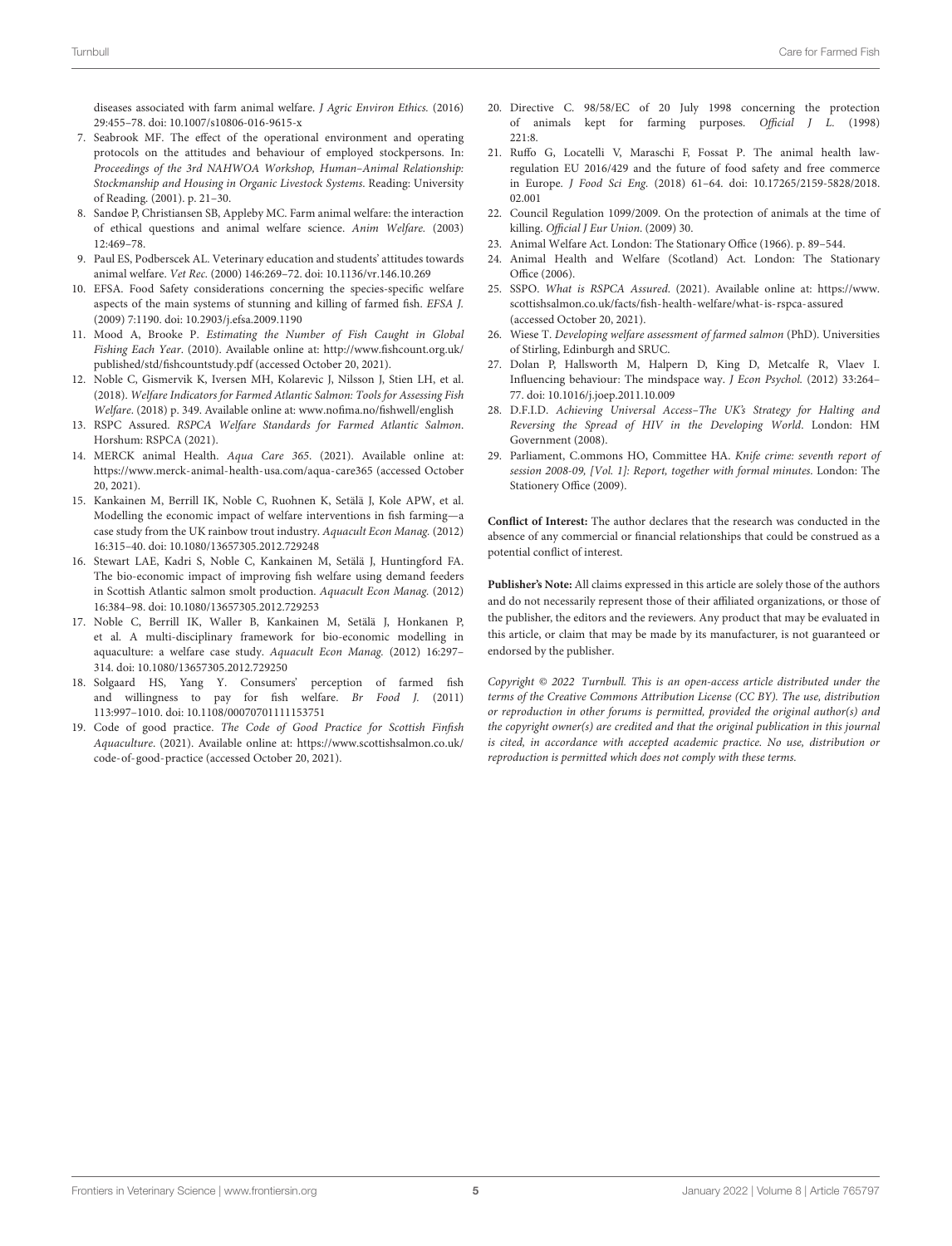diseases associated with farm animal welfare. *J Agric Environ Ethics.* (2016) 29:455–78. doi: 10.1007/s10806-016-9615-x

7. Seabrook MF. The effect of the operational environment and operating protocols on the attitudes and behaviour of employed stockpersons. In: *Proceedings of the 3rd NAHWOA Workshop, Human–Animal Relationship: Stockmanship and Housing in Organic Livestock Systems.* Reading: University of Reading. (2001). p. 21–30.
8. Sandøe P, Christiansen SB, Appleby MC. Farm animal welfare: the interaction of ethical questions and animal welfare science. *Anim Welfare.* (2003) 12:469–78.
9. Paul ES, Podberscek AL. Veterinary education and students' attitudes towards animal welfare. *Vet Rec.* (2000) 146:269–72. doi: 10.1136/vr.146.10.269
10. EFSA. Food Safety considerations concerning the species-specific welfare aspects of the main systems of stunning and killing of farmed fish. *EFSA J.* (2009) 7:1190. doi: 10.2903/j.efsa.2009.1190
11. Mood A, Brooke P. *Estimating the Number of Fish Caught in Global Fishing Each Year.* (2010). Available online at: http://www.fishcount.org.uk/published/std/fishcountstudy.pdf (accessed October 20, 2021).
12. Noble C, Gismervik K, Iversen MH, Kolarevic J, Nilsson J, Stien LH, et al. (2018). *Welfare Indicators for Farmed Atlantic Salmon: Tools for Assessing Fish Welfare.* (2018) p. 349. Available online at: www.nofima.no/fishwell/english
13. RSPC Assured. *RSPCA Welfare Standards for Farmed Atlantic Salmon.* Horshum: RSPCA (2021).
14. MERCK animal Health. *Aqua Care 365.* (2021). Available online at: https://www.merck-animal-health-usa.com/aqua-care365 (accessed October 20, 2021).
15. Kankainen M, Berrill IK, Noble C, Ruohnen K, Setälä J, Kole APW, et al. Modelling the economic impact of welfare interventions in fish farming—a case study from the UK rainbow trout industry. *Aquacult Econ Manag.* (2012) 16:315–40. doi: 10.1080/13657305.2012.729248
16. Stewart LAE, Kadri S, Noble C, Kankainen M, Setälä J, Huntingford FA. The bio-economic impact of improving fish welfare using demand feeders in Scottish Atlantic salmon smolt production. *Aquacult Econ Manag.* (2012) 16:384–98. doi: 10.1080/13657305.2012.729253
17. Noble C, Berrill IK, Waller B, Kankainen M, Setälä J, Honkanen P, et al. A multi-disciplinary framework for bio-economic modelling in aquaculture: a welfare case study. *Aquacult Econ Manag.* (2012) 16:297–314. doi: 10.1080/13657305.2012.729250
18. Solgaard HS, Yang Y. Consumers' perception of farmed fish and willingness to pay for fish welfare. *Br Food J.* (2011) 113:997–1010. doi: 10.1108/00070701111153751
19. Code of good practice. *The Code of Good Practice for Scottish Finfish Aquaculture.* (2021). Available online at: https://www.scottishsalmon.co.uk/code-of-good-practice (accessed October 20, 2021).
20. Directive C. 98/58/EC of 20 July 1998 concerning the protection of animals kept for farming purposes. *Official J L.* (1998) 221:8.
21. Ruffo G, Locatelli V, Maraschi F, Fossat P. The animal health law-regulation EU 2016/429 and the future of food safety and free commerce in Europe. *J Food Sci Eng.* (2018) 61–64. doi: 10.17265/2159-5828/2018.02.001
22. Council Regulation 1099/2009. On the protection of animals at the time of killing. *Official J Eur Union.* (2009) 30.
23. Animal Welfare Act. London: The Stationary Office (1966). p. 89–544.
24. Animal Health and Welfare (Scotland) Act. London: The Stationary Office (2006).
25. SSPO. *What is RSPCA Assured.* (2021). Available online at: https://www.scottishsalmon.co.uk/facts/fish-health-welfare/what-is-rspca-assured (accessed October 20, 2021).
26. Wiese T. *Developing welfare assessment of farmed salmon* (PhD). Universities of Stirling, Edinburgh and SRUC.
27. Dolan P, Hallsworth M, Halpern D, King D, Metcalfe R, Vlaev I. Influencing behaviour: The mindspace way. *J Econ Psychol.* (2012) 33:264–77. doi: 10.1016/j.joep.2011.10.009
28. D.F.I.D. *Achieving Universal Access–The UK's Strategy for Halting and Reversing the Spread of HIV in the Developing World.* London: HM Government (2008).
29. Parliament, C.ommons HO, Committee HA. *Knife crime: seventh report of session 2008-09, [Vol. 1]: Report, together with formal minutes.* London: The Stationery Office (2009).

**Conflict of Interest:** The author declares that the research was conducted in the absence of any commercial or financial relationships that could be construed as a potential conflict of interest.

**Publisher's Note:** All claims expressed in this article are solely those of the authors and do not necessarily represent those of their affiliated organizations, or those of the publisher, the editors and the reviewers. Any product that may be evaluated in this article, or claim that may be made by its manufacturer, is not guaranteed or endorsed by the publisher.

*Copyright © 2022 Turnbull. This is an open-access article distributed under the terms of the Creative Commons Attribution License (CC BY). The use, distribution or reproduction in other forums is permitted, provided the original author(s) and the copyright owner(s) are credited and that the original publication in this journal is cited, in accordance with accepted academic practice. No use, distribution or reproduction is permitted which does not comply with these terms.*